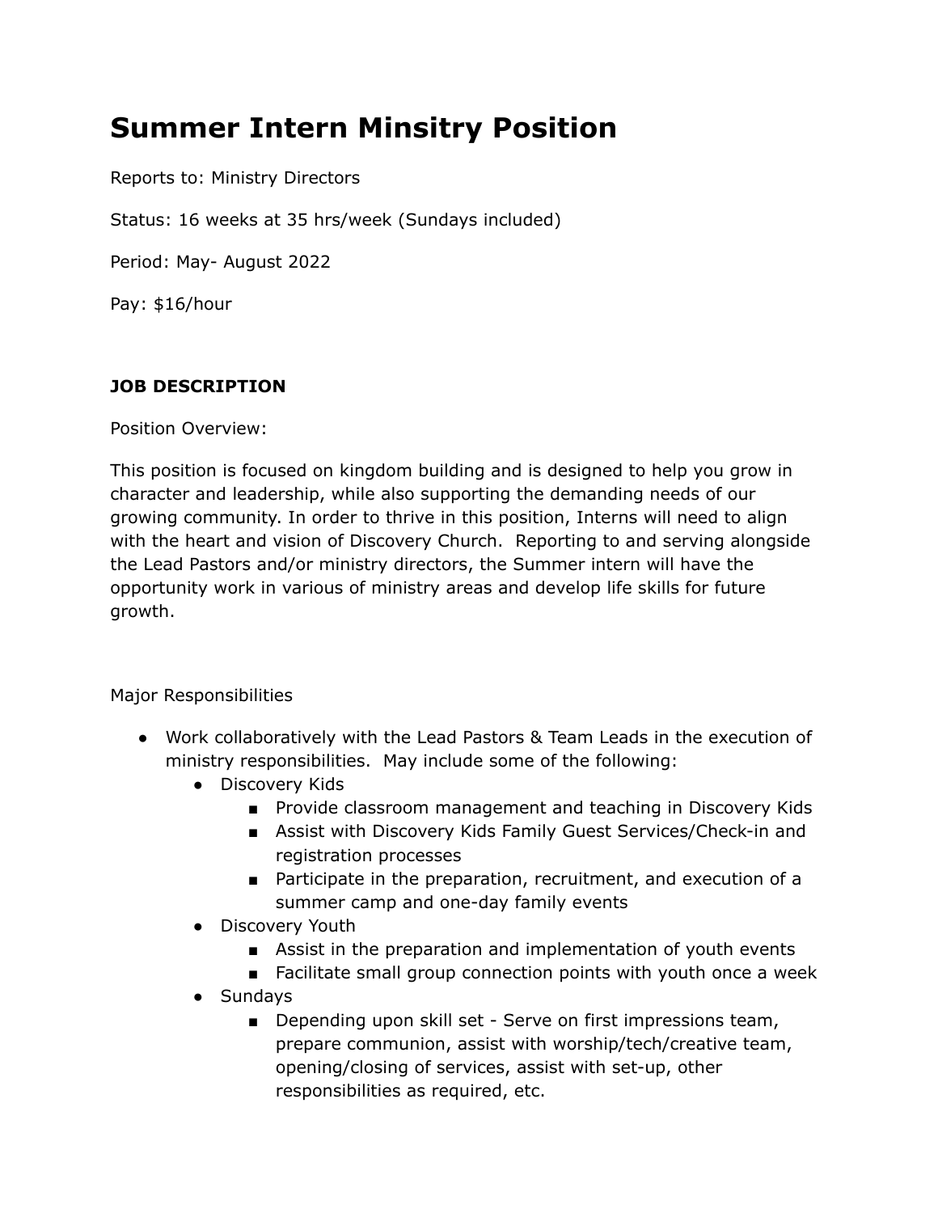# Summer Intern Minsitry Position

Reports to: Ministry Directors

Status: 16 weeks at 35 hrs/week (Sundays included)

Period: May- August 2022

Pay: $16/hour

**JOB DESCRIPTION**

Position Overview:

This position is focused on kingdom building and is designed to help you grow in character and leadership, while also supporting the demanding needs of our growing community. In order to thrive in this position, Interns will need to align with the heart and vision of Discovery Church. Reporting to and serving alongside the Lead Pastors and/or ministry directors, the Summer intern will have the opportunity work in various of ministry areas and develop life skills for future growth.

Major Responsibilities

- Work collaboratively with the Lead Pastors & Team Leads in the execution of ministry responsibilities. May include some of the following:
  - Discovery Kids
    - Provide classroom management and teaching in Discovery Kids
    - Assist with Discovery Kids Family Guest Services/Check-in and registration processes
    - Participate in the preparation, recruitment, and execution of a summer camp and one-day family events
  - Discovery Youth
    - Assist in the preparation and implementation of youth events
    - Facilitate small group connection points with youth once a week
  - Sundays
    - Depending upon skill set - Serve on first impressions team, prepare communion, assist with worship/tech/creative team, opening/closing of services, assist with set-up, other responsibilities as required, etc.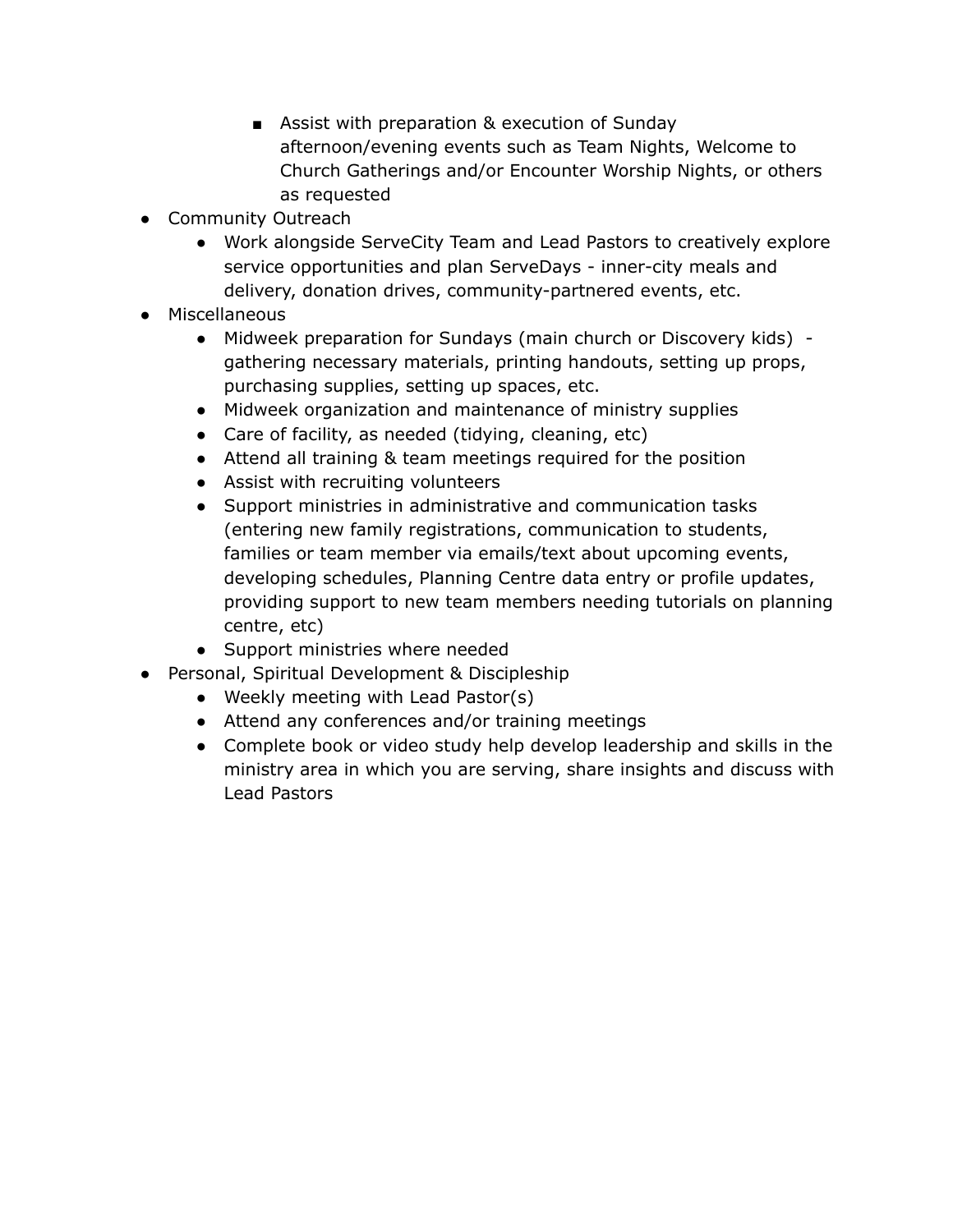- Assist with preparation & execution of Sunday afternoon/evening events such as Team Nights, Welcome to Church Gatherings and/or Encounter Worship Nights, or others as requested

- Community Outreach
    - Work alongside ServeCity Team and Lead Pastors to creatively explore service opportunities and plan ServeDays - inner-city meals and delivery, donation drives, community-partnered events, etc.
- Miscellaneous
    - Midweek preparation for Sundays (main church or Discovery kids) - gathering necessary materials, printing handouts, setting up props, purchasing supplies, setting up spaces, etc.
    - Midweek organization and maintenance of ministry supplies
    - Care of facility, as needed (tidying, cleaning, etc)
    - Attend all training & team meetings required for the position
    - Assist with recruiting volunteers
    - Support ministries in administrative and communication tasks (entering new family registrations, communication to students, families or team member via emails/text about upcoming events, developing schedules, Planning Centre data entry or profile updates, providing support to new team members needing tutorials on planning centre, etc)
    - Support ministries where needed
- Personal, Spiritual Development & Discipleship
    - Weekly meeting with Lead Pastor(s)
    - Attend any conferences and/or training meetings
    - Complete book or video study help develop leadership and skills in the ministry area in which you are serving, share insights and discuss with Lead Pastors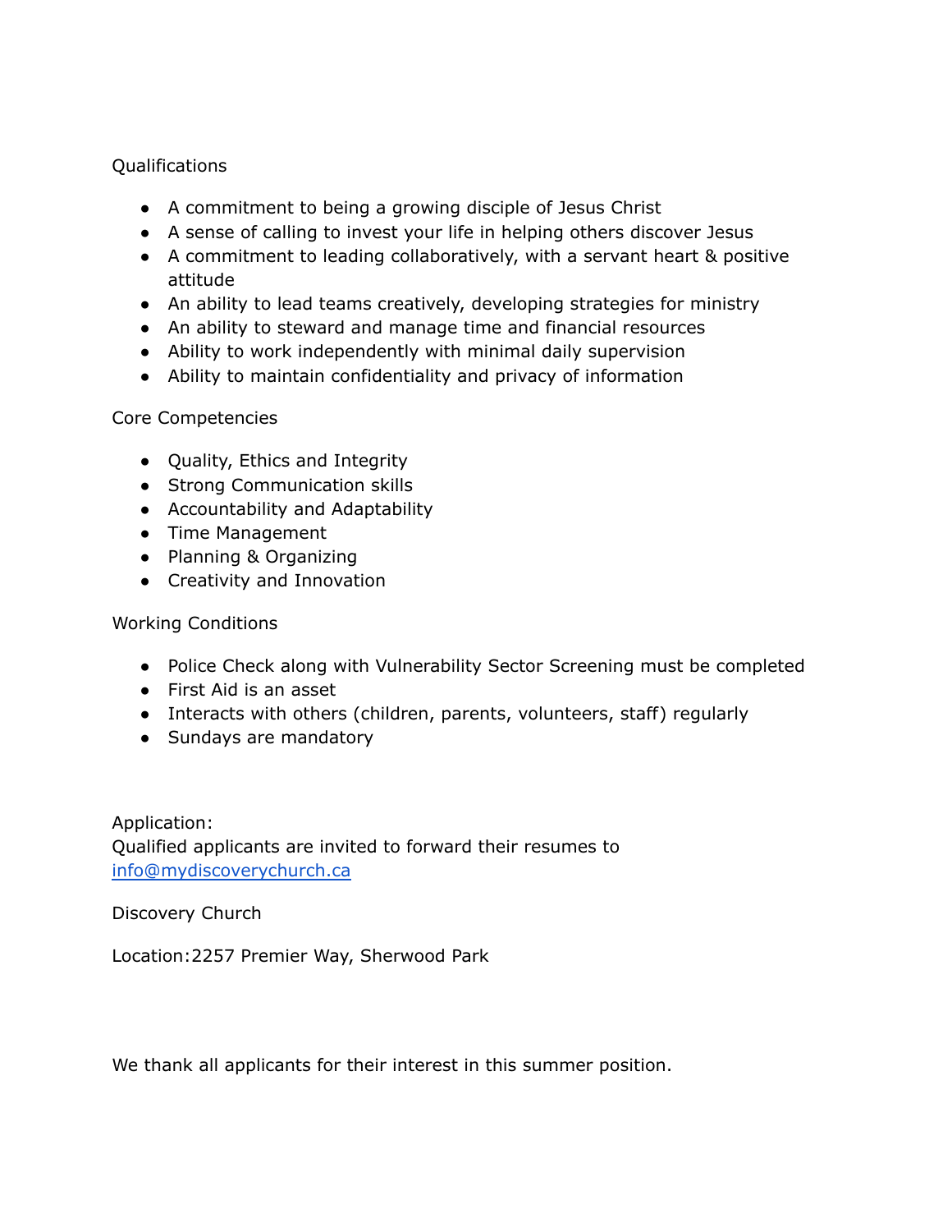Qualifications

- A commitment to being a growing disciple of Jesus Christ
- A sense of calling to invest your life in helping others discover Jesus
- A commitment to leading collaboratively, with a servant heart & positive attitude
- An ability to lead teams creatively, developing strategies for ministry
- An ability to steward and manage time and financial resources
- Ability to work independently with minimal daily supervision
- Ability to maintain confidentiality and privacy of information

Core Competencies

- Quality, Ethics and Integrity
- Strong Communication skills
- Accountability and Adaptability
- Time Management
- Planning & Organizing
- Creativity and Innovation

Working Conditions

- Police Check along with Vulnerability Sector Screening must be completed
- First Aid is an asset
- Interacts with others (children, parents, volunteers, staff) regularly
- Sundays are mandatory

Application:
Qualified applicants are invited to forward their resumes to
info@mydiscoverychurch.ca

Discovery Church

Location:2257 Premier Way, Sherwood Park

We thank all applicants for their interest in this summer position.